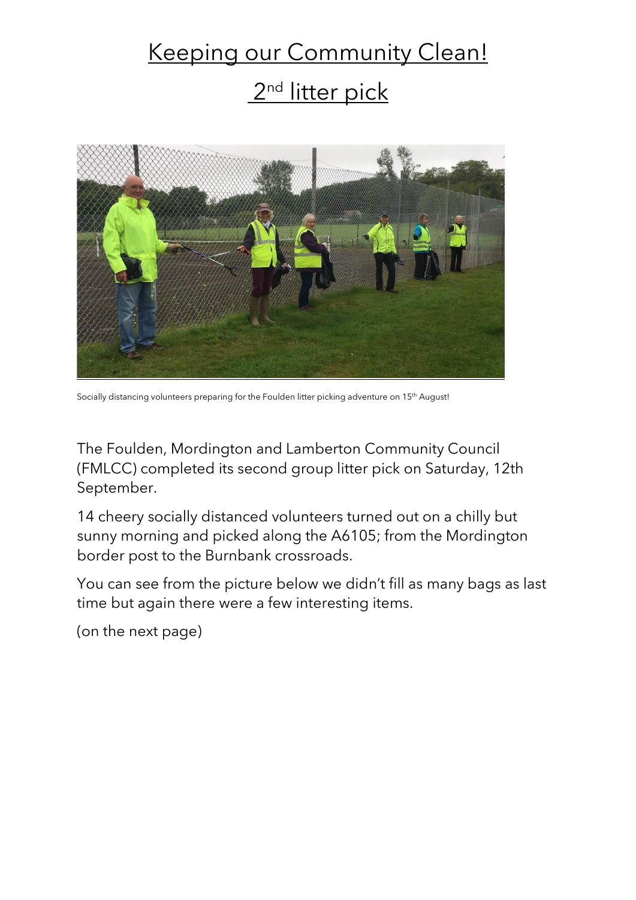# Keeping our Community Clean!

## 2nd litter pick

Socially distancing volunteers preparing for the Foulden litter picking adventure on 15th August!

The Foulden, Mordington and Lamberton Community Council (FMLCC) completed its second group litter pick on Saturday, 12th September.

14 cheery socially distanced volunteers turned out on a chilly but sunny morning and picked along the A6105; from the Mordington border post to the Burnbank crossroads.

You can see from the picture below we didn't fill as many bags as last time but again there were a few interesting items.

(on the next page)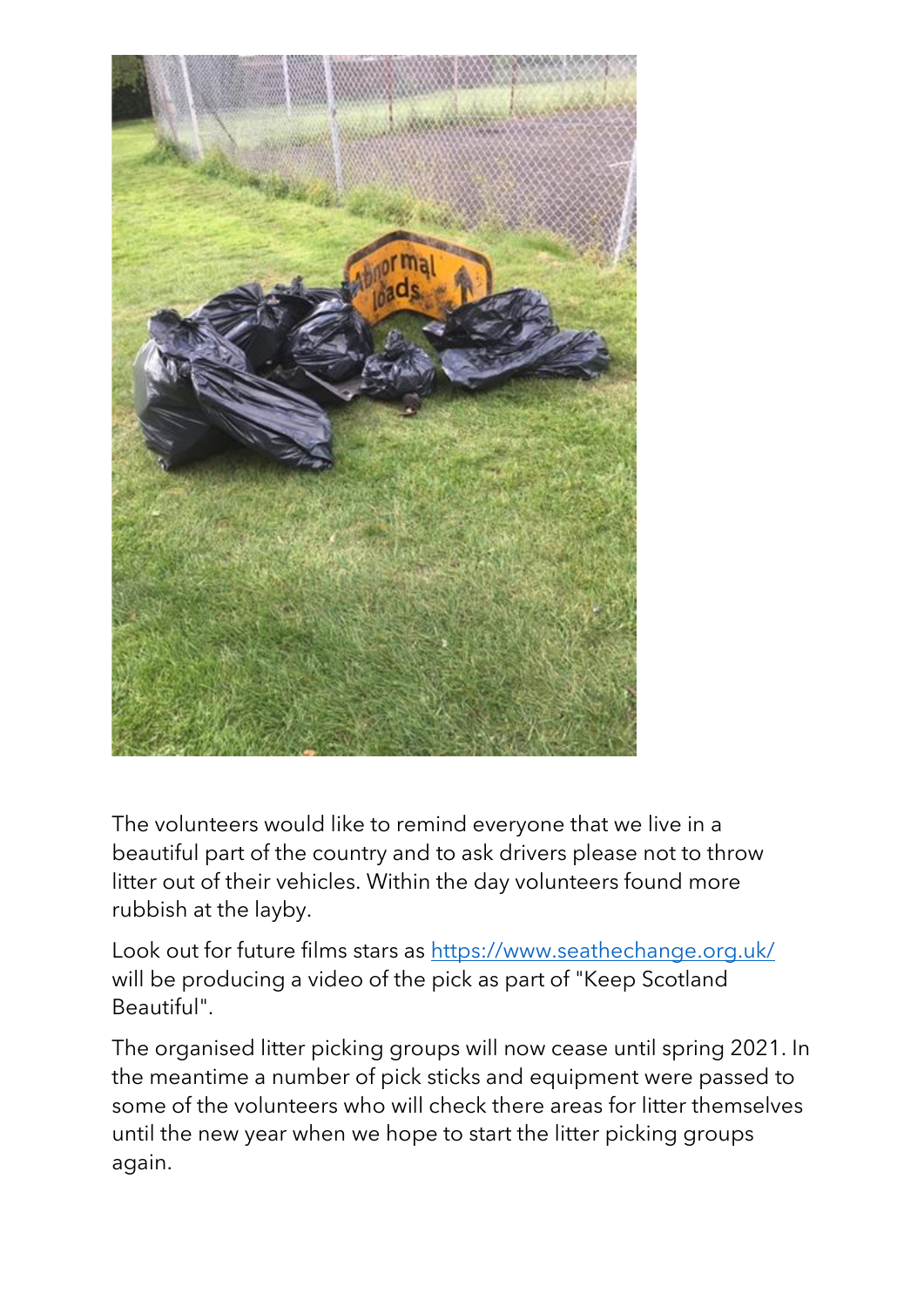The volunteers would like to remind everyone that we live in a beautiful part of the country and to ask drivers please not to throw litter out of their vehicles. Within the day volunteers found more rubbish at the layby.

Look out for future films stars as [https://www.seathechange.org.uk/](https://www.seathechange.org.uk/) will be producing a video of the pick as part of "Keep Scotland Beautiful".

The organised litter picking groups will now cease until spring 2021. In the meantime a number of pick sticks and equipment were passed to some of the volunteers who will check there areas for litter themselves until the new year when we hope to start the litter picking groups again.